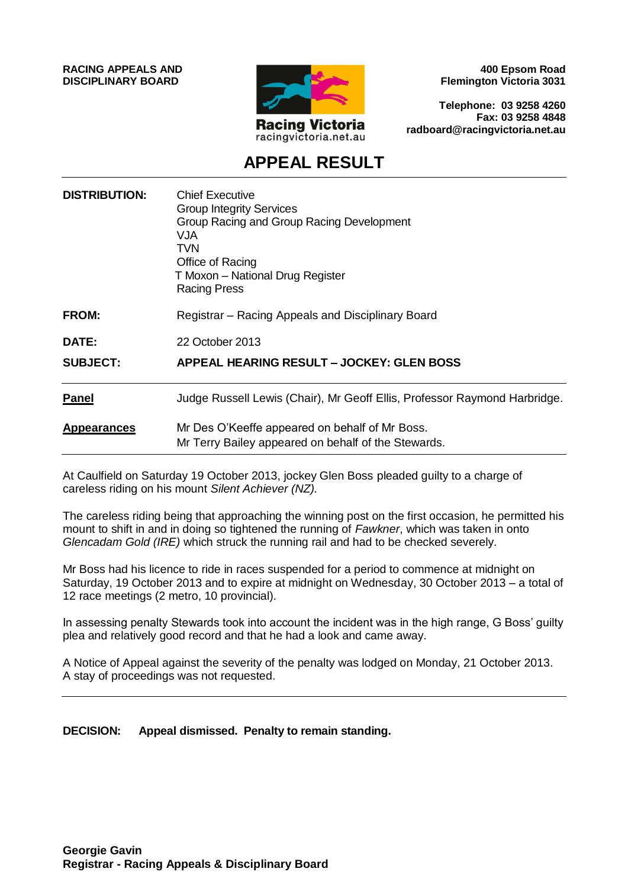**RACING APPEALS AND DISCIPLINARY BOARD**

Racing Victoria
racingvictoria.net.au

**400 Epsom Road**
**Flemington Victoria 3031**

**Telephone: 03 9258 4260**
**Fax: 03 9258 4848**
**radboard@racingvictoria.net.au**

# APPEAL RESULT

**DISTRIBUTION:** Chief Executive
Group Integrity Services
Group Racing and Group Racing Development
VJA
TVN
Office of Racing
T Moxon – National Drug Register
Racing Press

**FROM:** Registrar – Racing Appeals and Disciplinary Board

**DATE:** 22 October 2013

**SUBJECT:** **APPEAL HEARING RESULT – JOCKEY: GLEN BOSS**

**Panel** Judge Russell Lewis (Chair), Mr Geoff Ellis, Professor Raymond Harbridge.

**Appearances** Mr Des O'Keeffe appeared on behalf of Mr Boss.
Mr Terry Bailey appeared on behalf of the Stewards.

---

At Caulfield on Saturday 19 October 2013, jockey Glen Boss pleaded guilty to a charge of careless riding on his mount *Silent Achiever (NZ).*

The careless riding being that approaching the winning post on the first occasion, he permitted his mount to shift in and in doing so tightened the running of *Fawkner*, which was taken in onto *Glencadam Gold (IRE)* which struck the running rail and had to be checked severely.

Mr Boss had his licence to ride in races suspended for a period to commence at midnight on Saturday, 19 October 2013 and to expire at midnight on Wednesday, 30 October 2013 – a total of 12 race meetings (2 metro, 10 provincial).

In assessing penalty Stewards took into account the incident was in the high range, G Boss' guilty plea and relatively good record and that he had a look and came away.

A Notice of Appeal against the severity of the penalty was lodged on Monday, 21 October 2013. A stay of proceedings was not requested.

---

**DECISION: Appeal dismissed. Penalty to remain standing.**

**Georgie Gavin**
**Registrar - Racing Appeals & Disciplinary Board**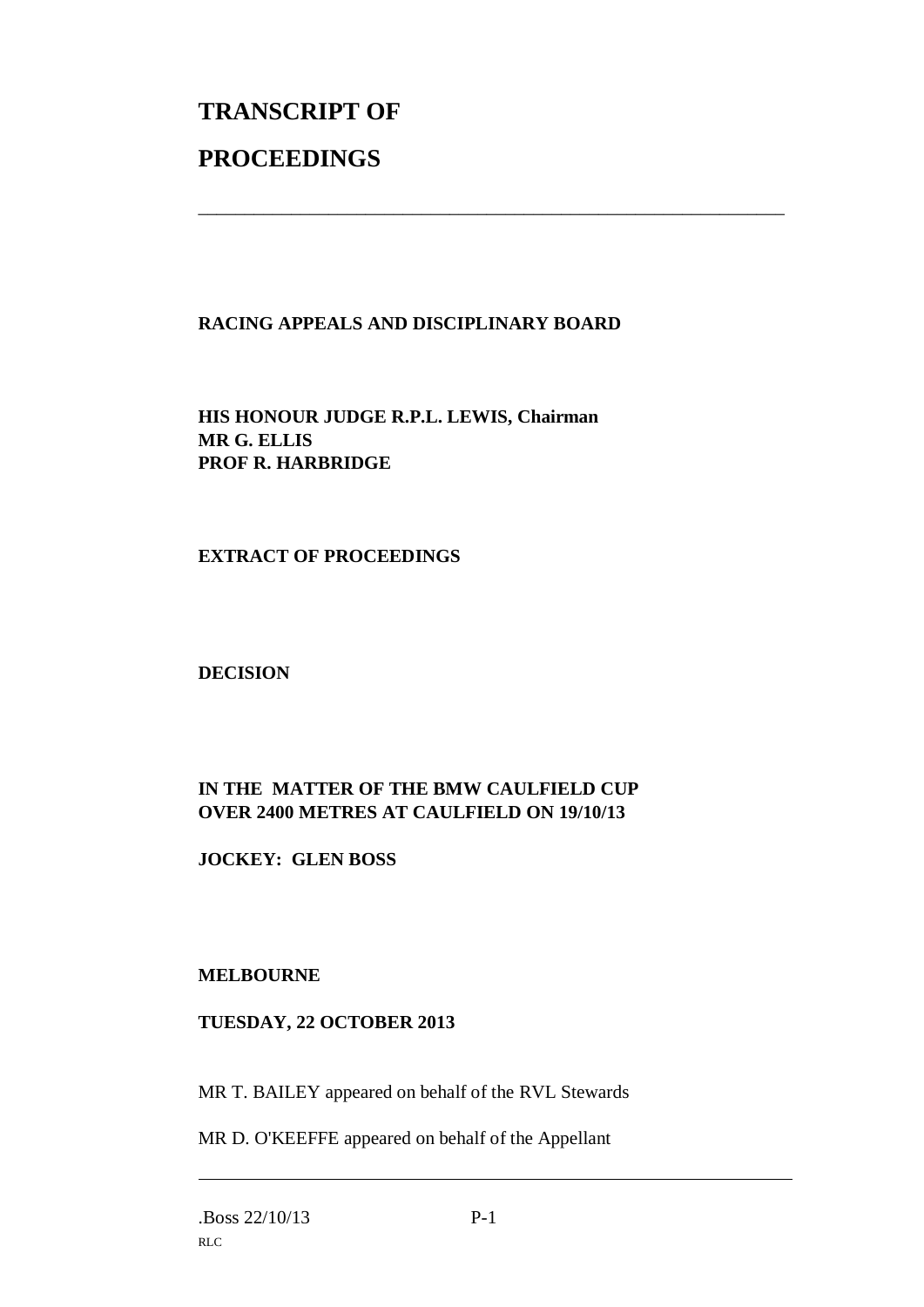# TRANSCRIPT OF

# PROCEEDINGS

---

**RACING APPEALS AND DISCIPLINARY BOARD**

**HIS HONOUR JUDGE R.P.L. LEWIS, Chairman**
**MR G. ELLIS**
**PROF R. HARBRIDGE**

**EXTRACT OF PROCEEDINGS**

**DECISION**

**IN THE MATTER OF THE BMW CAULFIELD CUP OVER 2400 METRES AT CAULFIELD ON 19/10/13**

**JOCKEY: GLEN BOSS**

**MELBOURNE**

**TUESDAY, 22 OCTOBER 2013**

MR T. BAILEY appeared on behalf of the RVL Stewards

MR D. O'KEEFFE appeared on behalf of the Appellant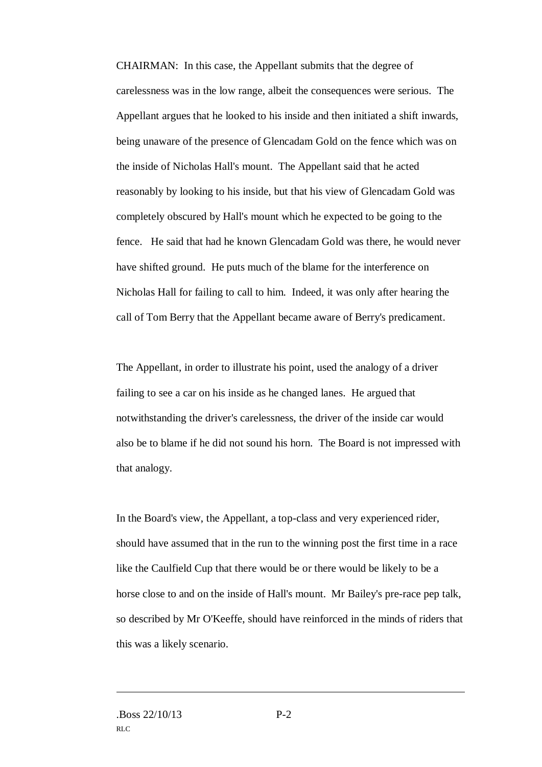CHAIRMAN: In this case, the Appellant submits that the degree of carelessness was in the low range, albeit the consequences were serious. The Appellant argues that he looked to his inside and then initiated a shift inwards, being unaware of the presence of Glencadam Gold on the fence which was on the inside of Nicholas Hall's mount. The Appellant said that he acted reasonably by looking to his inside, but that his view of Glencadam Gold was completely obscured by Hall's mount which he expected to be going to the fence. He said that had he known Glencadam Gold was there, he would never have shifted ground. He puts much of the blame for the interference on Nicholas Hall for failing to call to him. Indeed, it was only after hearing the call of Tom Berry that the Appellant became aware of Berry's predicament.

The Appellant, in order to illustrate his point, used the analogy of a driver failing to see a car on his inside as he changed lanes. He argued that notwithstanding the driver's carelessness, the driver of the inside car would also be to blame if he did not sound his horn. The Board is not impressed with that analogy.

In the Board's view, the Appellant, a top-class and very experienced rider, should have assumed that in the run to the winning post the first time in a race like the Caulfield Cup that there would be or there would be likely to be a horse close to and on the inside of Hall's mount. Mr Bailey's pre-race pep talk, so described by Mr O'Keeffe, should have reinforced in the minds of riders that this was a likely scenario.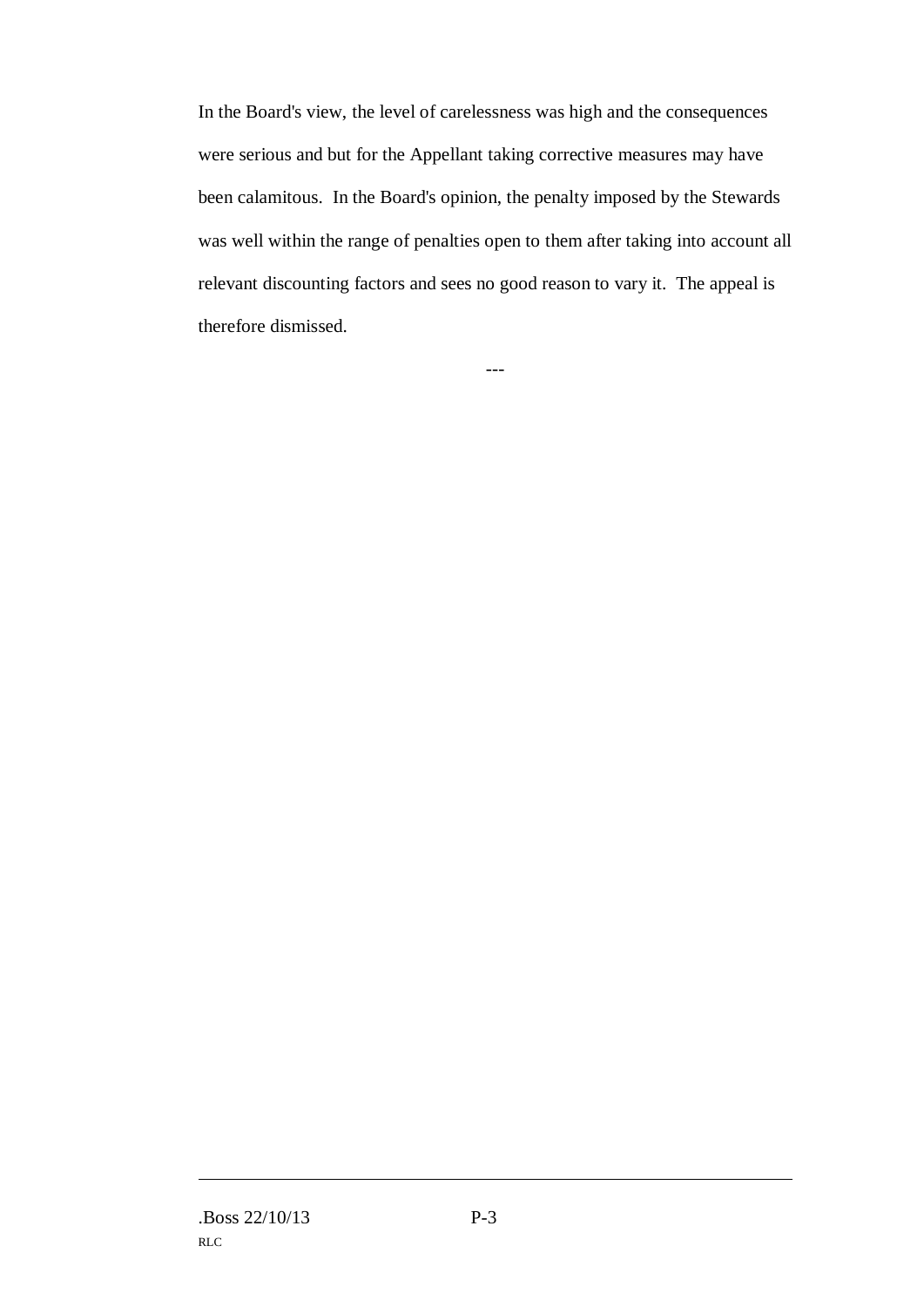In the Board's view, the level of carelessness was high and the consequences were serious and but for the Appellant taking corrective measures may have been calamitous. In the Board's opinion, the penalty imposed by the Stewards was well within the range of penalties open to them after taking into account all relevant discounting factors and sees no good reason to vary it. The appeal is therefore dismissed.

---